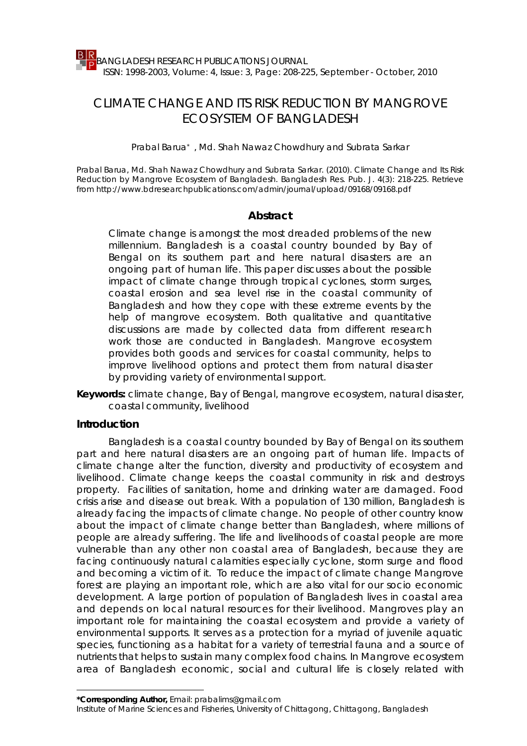# CLIMATE CHANGE AND ITS RISK REDUCTION BY MANGROVE ECOSYSTEM OF BANGLADESH

Prabal Barua*, Md. Shah Nawaz Chowdhury and Subrata Sarkar

Prabal Barua, Md. Shah Nawaz Chowdhury and Subrata Sarkar. (2010). Climate Change and Its Risk Reduction by Mangrove Ecosystem of Bangladesh. Bangladesh Res. Pub. J. 4(3): 218-225. Retrieve from http://www.bdresearchpublications.com/admin/journal/upload/09168/09168.pdf

## Abstract

Climate change is amongst the most dreaded problems of the new millennium. Bangladesh is a coastal country bounded by Bay of Bengal on its southern part and here natural disasters are an ongoing part of human life. This paper discusses about the possible impact of climate change through tropical cyclones, storm surges, coastal erosion and sea level rise in the coastal community of Bangladesh and how they cope with these extreme events by the help of mangrove ecosystem. Both qualitative and quantitative discussions are made by collected data from different research work those are conducted in Bangladesh. Mangrove ecosystem provides both goods and services for coastal community, helps to improve livelihood options and protect them from natural disaster by providing variety of environmental support.

**Keywords:** climate change, Bay of Bengal, mangrove ecosystem, natural disaster, coastal community, livelihood

## Introduction

Bangladesh is a coastal country bounded by Bay of Bengal on its southern part and here natural disasters are an ongoing part of human life. Impacts of climate change alter the function, diversity and productivity of ecosystem and livelihood. Climate change keeps the coastal community in risk and destroys property. Facilities of sanitation, home and drinking water are damaged. Food crisis arise and disease out break. With a population of 130 million, Bangladesh is already facing the impacts of climate change. No people of other country know about the impact of climate change better than Bangladesh, where millions of people are already suffering. The life and livelihoods of coastal people are more vulnerable than any other non coastal area of Bangladesh, because they are facing continuously natural calamities especially cyclone, storm surge and flood and becoming a victim of it. To reduce the impact of climate change Mangrove forest are playing an important role, which are also vital for our socio economic development. A large portion of population of Bangladesh lives in coastal area and depends on local natural resources for their livelihood. Mangroves play an important role for maintaining the coastal ecosystem and provide a variety of environmental supports. It serves as a protection for a myriad of juvenile aquatic species, functioning as a habitat for a variety of terrestrial fauna and a source of nutrients that helps to sustain many complex food chains. In Mangrove ecosystem area of Bangladesh economic, social and cultural life is closely related with

---

***Corresponding Author,** Email: prabalims@gmail.com

Institute of Marine Sciences and Fisheries, University of Chittagong, Chittagong, Bangladesh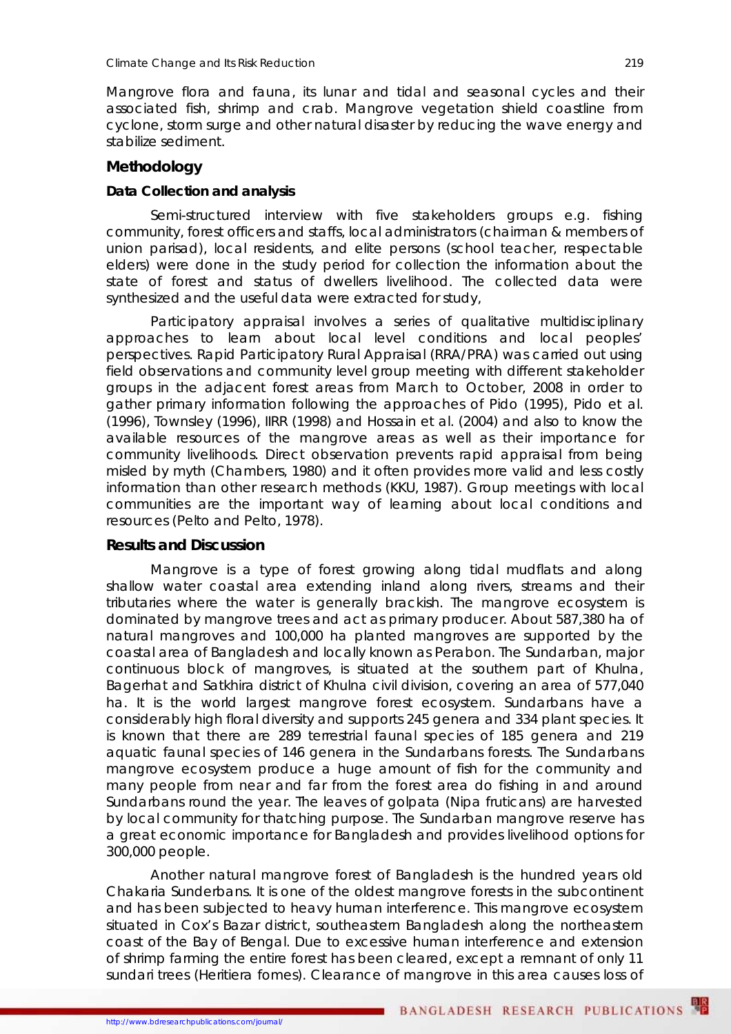Mangrove flora and fauna, its lunar and tidal and seasonal cycles and their associated fish, shrimp and crab. Mangrove vegetation shield coastline from cyclone, storm surge and other natural disaster by reducing the wave energy and stabilize sediment.

## Methodology

### Data Collection and analysis

Semi-structured interview with five stakeholders groups e.g. fishing community, forest officers and staffs, local administrators (chairman & members of union parisad), local residents, and elite persons (school teacher, respectable elders) were done in the study period for collection the information about the state of forest and status of dwellers livelihood. The collected data were synthesized and the useful data were extracted for study,

Participatory appraisal involves a series of qualitative multidisciplinary approaches to learn about local level conditions and local peoples' perspectives. Rapid Participatory Rural Appraisal (RRA/PRA) was carried out using field observations and community level group meeting with different stakeholder groups in the adjacent forest areas from March to October, 2008 in order to gather primary information following the approaches of Pido (1995), Pido et al. (1996), Townsley (1996), IIRR (1998) and Hossain et al. (2004) and also to know the available resources of the mangrove areas as well as their importance for community livelihoods. Direct observation prevents rapid appraisal from being misled by myth (Chambers, 1980) and it often provides more valid and less costly information than other research methods (KKU, 1987). Group meetings with local communities are the important way of learning about local conditions and resources (Pelto and Pelto, 1978).

## Results and Discussion

Mangrove is a type of forest growing along tidal mudflats and along shallow water coastal area extending inland along rivers, streams and their tributaries where the water is generally brackish. The mangrove ecosystem is dominated by mangrove trees and act as primary producer. About 587,380 ha of natural mangroves and 100,000 ha planted mangroves are supported by the coastal area of Bangladesh and locally known as Perabon. The Sundarban, major continuous block of mangroves, is situated at the southern part of Khulna, Bagerhat and Satkhira district of Khulna civil division, covering an area of 577,040 ha. It is the world largest mangrove forest ecosystem. Sundarbans have a considerably high floral diversity and supports 245 genera and 334 plant species. It is known that there are 289 terrestrial faunal species of 185 genera and 219 aquatic faunal species of 146 genera in the Sundarbans forests. The Sundarbans mangrove ecosystem produce a huge amount of fish for the community and many people from near and far from the forest area do fishing in and around Sundarbans round the year. The leaves of golpata (Nipa fruticans) are harvested by local community for thatching purpose. The Sundarban mangrove reserve has a great economic importance for Bangladesh and provides livelihood options for 300,000 people.

Another natural mangrove forest of Bangladesh is the hundred years old Chakaria Sunderbans. It is one of the oldest mangrove forests in the subcontinent and has been subjected to heavy human interference. This mangrove ecosystem situated in Cox's Bazar district, southeastern Bangladesh along the northeastern coast of the Bay of Bengal. Due to excessive human interference and extension of shrimp farming the entire forest has been cleared, except a remnant of only 11 sundari trees (Heritiera fomes). Clearance of mangrove in this area causes loss of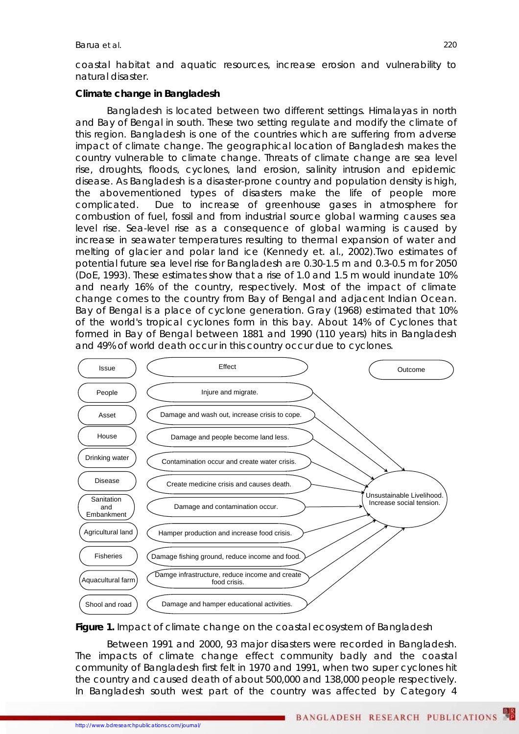coastal habitat and aquatic resources, increase erosion and vulnerability to natural disaster.

**Climate change in Bangladesh**

Bangladesh is located between two different settings. Himalayas in north and Bay of Bengal in south. These two setting regulate and modify the climate of this region. Bangladesh is one of the countries which are suffering from adverse impact of climate change. The geographical location of Bangladesh makes the country vulnerable to climate change. Threats of climate change are sea level rise, droughts, floods, cyclones, land erosion, salinity intrusion and epidemic disease. As Bangladesh is a disaster-prone country and population density is high, the abovementioned types of disasters make the life of people more complicated. Due to increase of greenhouse gases in atmosphere for combustion of fuel, fossil and from industrial source global warming causes sea level rise. Sea-level rise as a consequence of global warming is caused by increase in seawater temperatures resulting to thermal expansion of water and melting of glacier and polar land ice (Kennedy et. al., 2002).Two estimates of potential future sea level rise for Bangladesh are 0.30-1.5 m and 0.3-0.5 m for 2050 (DoE, 1993). These estimates show that a rise of 1.0 and 1.5 m would inundate 10% and nearly 16% of the country, respectively. Most of the impact of climate change comes to the country from Bay of Bengal and adjacent Indian Ocean. Bay of Bengal is a place of cyclone generation. Gray (1968) estimated that 10% of the world's tropical cyclones form in this bay. About 14% of Cyclones that formed in Bay of Bengal between 1881 and 1990 (110 years) hits in Bangladesh and 49% of world death occur in this country occur due to cyclones.

| Issue | Effect | Outcome |
| --- | --- | --- |
| People | Injure and migrate. | Unsustainable Livelihood. Increase social tension. |
| Asset | Damage and wash out, increase crisis to cope. | |
| House | Damage and people become land less. | |
| Drinking water | Contamination occur and create water crisis. | |
| Disease | Create medicine crisis and causes death. | |
| Sanitation and Embankment | Damage and contamination occur. | |
| Agricultural land | Hamper production and increase food crisis. | |
| Fisheries | Damage fishing ground, reduce income and food. | |
| Aquacultural farm | Damge infrastructure, reduce income and create food crisis. | |
| Shool and road | Damage and hamper educational activities. | |

**Figure 1.** Impact of climate change on the coastal ecosystem of Bangladesh

Between 1991 and 2000, 93 major disasters were recorded in Bangladesh. The impacts of climate change effect community badly and the coastal community of Bangladesh first felt in 1970 and 1991, when two super cyclones hit the country and caused death of about 500,000 and 138,000 people respectively. In Bangladesh south west part of the country was affected by Category 4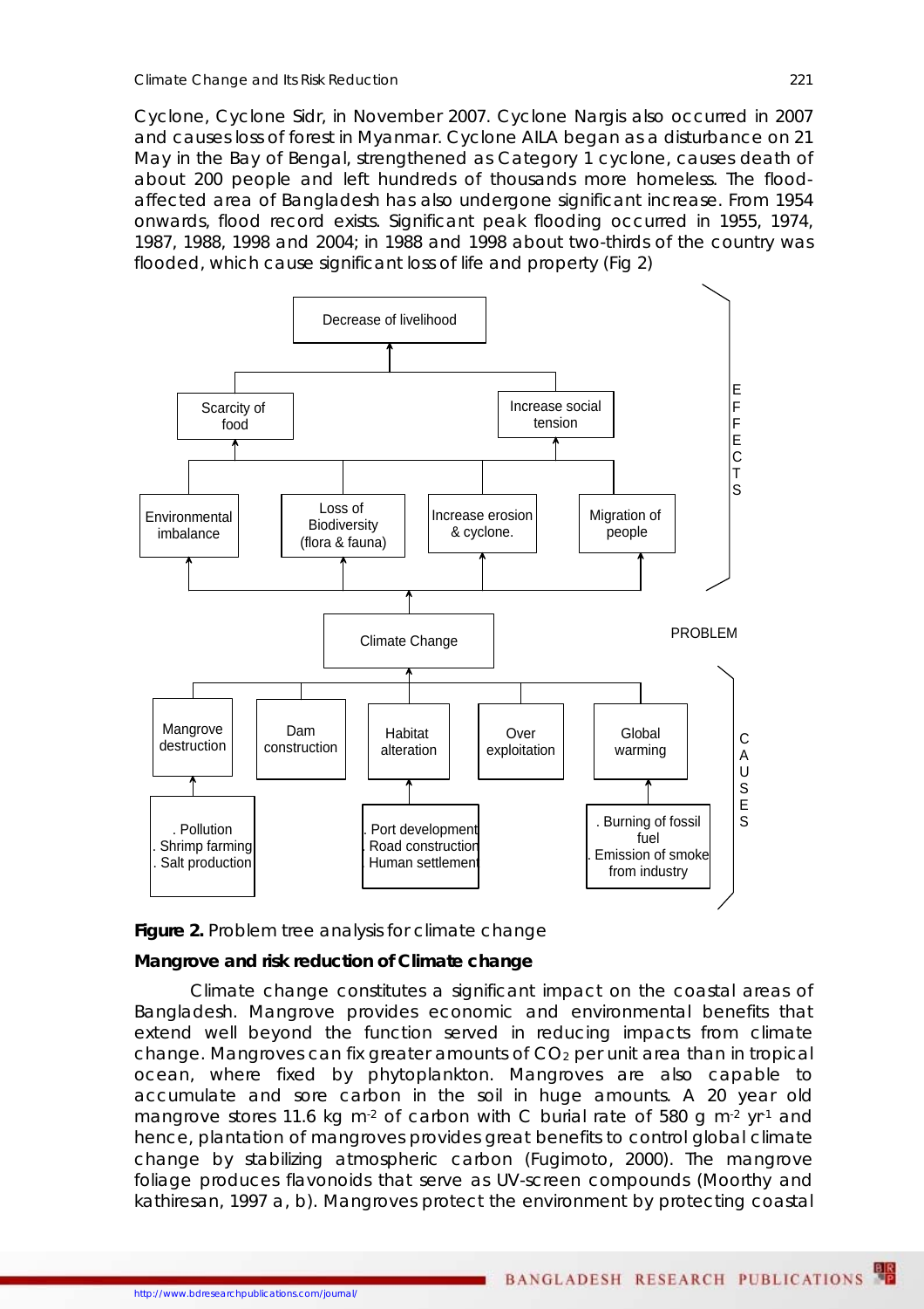Cyclone, Cyclone Sidr, in November 2007. Cyclone Nargis also occurred in 2007 and causes loss of forest in Myanmar. Cyclone AILA began as a disturbance on 21 May in the Bay of Bengal, strengthened as Category 1 cyclone, causes death of about 200 people and left hundreds of thousands more homeless. The flood-affected area of Bangladesh has also undergone significant increase. From 1954 onwards, flood record exists. Significant peak flooding occurred in 1955, 1974, 1987, 1988, 1998 and 2004; in 1988 and 1998 about two-thirds of the country was flooded, which cause significant loss of life and property (Fig 2)

**Figure 2.** Problem tree analysis for climate change

**Mangrove and risk reduction of Climate change**

Climate change constitutes a significant impact on the coastal areas of Bangladesh. Mangrove provides economic and environmental benefits that extend well beyond the function served in reducing impacts from climate change. Mangroves can fix greater amounts of $CO_2$ per unit area than in tropical ocean, where fixed by phytoplankton. Mangroves are also capable to accumulate and sore carbon in the soil in huge amounts. A 20 year old mangrove stores 11.6 kg $m^{-2}$ of carbon with C burial rate of 580 g $m^{-2}$ $yr^{-1}$ and hence, plantation of mangroves provides great benefits to control global climate change by stabilizing atmospheric carbon (Fugimoto, 2000). The mangrove foliage produces flavonoids that serve as UV-screen compounds (Moorthy and kathiresan, 1997 a, b). Mangroves protect the environment by protecting coastal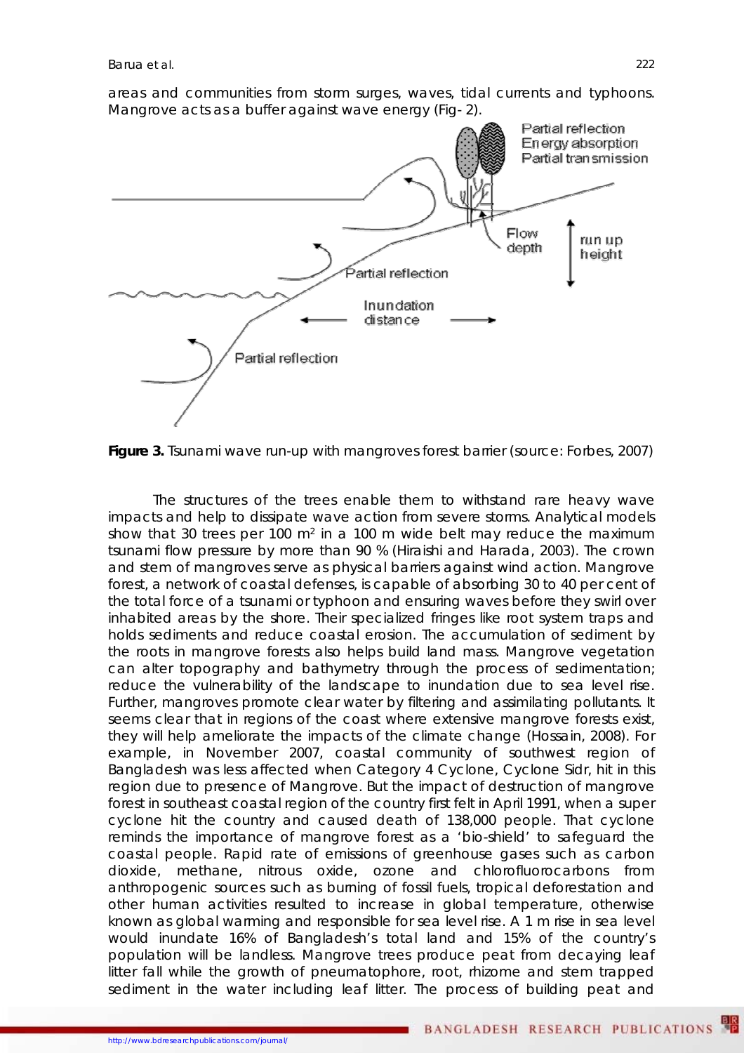areas and communities from storm surges, waves, tidal currents and typhoons. Mangrove acts as a buffer against wave energy (Fig- 2).

**Figure 3.** Tsunami wave run-up with mangroves forest barrier (source: Forbes, 2007)

The structures of the trees enable them to withstand rare heavy wave impacts and help to dissipate wave action from severe storms. Analytical models show that 30 trees per 100 $m^2$ in a 100 m wide belt may reduce the maximum tsunami flow pressure by more than 90 % (Hiraishi and Harada, 2003). The crown and stem of mangroves serve as physical barriers against wind action. Mangrove forest, a network of coastal defenses, is capable of absorbing 30 to 40 per cent of the total force of a tsunami or typhoon and ensuring waves before they swirl over inhabited areas by the shore. Their specialized fringes like root system traps and holds sediments and reduce coastal erosion. The accumulation of sediment by the roots in mangrove forests also helps build land mass. Mangrove vegetation can alter topography and bathymetry through the process of sedimentation; reduce the vulnerability of the landscape to inundation due to sea level rise. Further, mangroves promote clear water by filtering and assimilating pollutants. It seems clear that in regions of the coast where extensive mangrove forests exist, they will help ameliorate the impacts of the climate change (Hossain, 2008). For example, in November 2007, coastal community of southwest region of Bangladesh was less affected when Category 4 Cyclone, Cyclone Sidr, hit in this region due to presence of Mangrove. But the impact of destruction of mangrove forest in southeast coastal region of the country first felt in April 1991, when a super cyclone hit the country and caused death of 138,000 people. That cyclone reminds the importance of mangrove forest as a 'bio-shield' to safeguard the coastal people. Rapid rate of emissions of greenhouse gases such as carbon dioxide, methane, nitrous oxide, ozone and chlorofluorocarbons from anthropogenic sources such as burning of fossil fuels, tropical deforestation and other human activities resulted to increase in global temperature, otherwise known as global warming and responsible for sea level rise. A 1 m rise in sea level would inundate 16% of Bangladesh's total land and 15% of the country's population will be landless. Mangrove trees produce peat from decaying leaf litter fall while the growth of pneumatophore, root, rhizome and stem trapped sediment in the water including leaf litter. The process of building peat and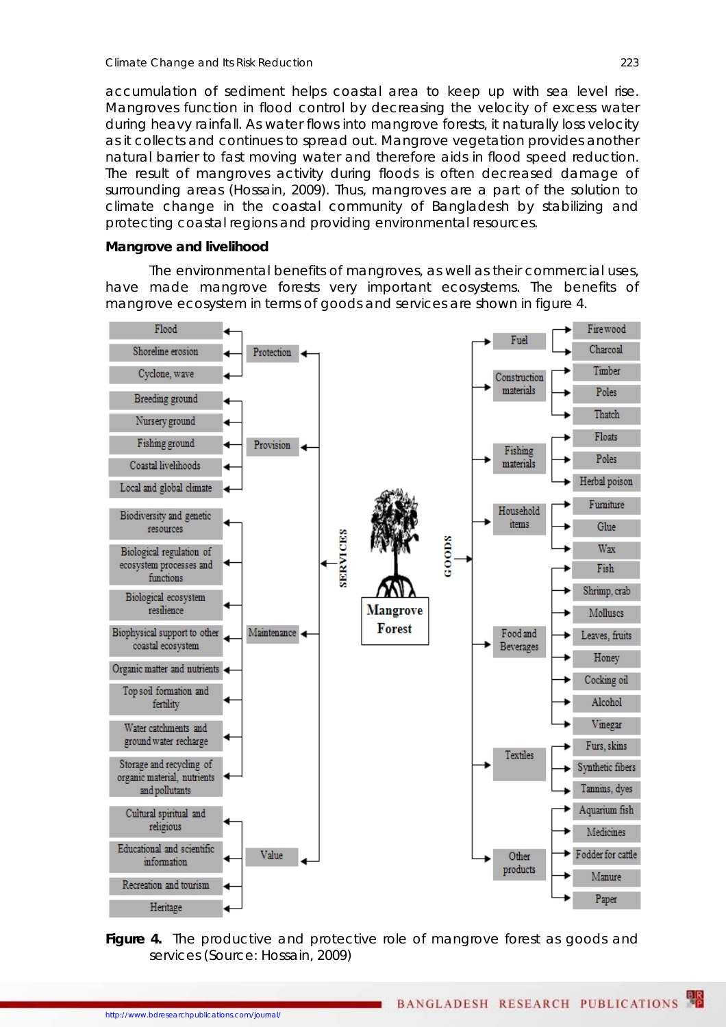accumulation of sediment helps coastal area to keep up with sea level rise. Mangroves function in flood control by decreasing the velocity of excess water during heavy rainfall. As water flows into mangrove forests, it naturally loss velocity as it collects and continues to spread out. Mangrove vegetation provides another natural barrier to fast moving water and therefore aids in flood speed reduction. The result of mangroves activity during floods is often decreased damage of surrounding areas (Hossain, 2009). Thus, mangroves are a part of the solution to climate change in the coastal community of Bangladesh by stabilizing and protecting coastal regions and providing environmental resources.

**Mangrove and livelihood**

The environmental benefits of mangroves, as well as their commercial uses, have made mangrove forests very important ecosystems. The benefits of mangrove ecosystem in terms of goods and services are shown in figure 4.

**Mangrove Forest**

- **SERVICES**
  - Protection
    - Flood
    - Shoreline erosion
    - Cyclone, wave
  - Provision
    - Breeding ground
    - Nursery ground
    - Fishing ground
    - Coastal livelihoods
    - Local and global climate
  - Maintenance
    - Biodiversity and genetic resources
    - Biological regulation of ecosystem processes and functions
    - Biological ecosystem resilience
    - Biophysical support to other coastal ecosystem
    - Organic matter and nutrients
    - Top soil formation and fertility
    - Water catchments and ground water recharge
    - Storage and recycling of organic material, nutrients and pollutants
  - Value
    - Cultural spiritual and religious
    - Educational and scientific information
    - Recreation and tourism
    - Heritage
- **GOODS**
  - Fuel
    - Fire wood
    - Charcoal
  - Construction materials
    - Timber
    - Poles
    - Thatch
  - Fishing materials
    - Floats
    - Poles
    - Herbal poison
  - Household items
    - Furniture
    - Glue
    - Wax
  - Food and Beverages
    - Fish
    - Shrimp, crab
    - Molluscs
    - Leaves, fruits
    - Honey
    - Cocking oil
    - Alcohol
    - Vinegar
  - Textiles
    - Furs, skins
    - Synthetic fibers
    - Tannins, dyes
  - Other products
    - Aquarium fish
    - Medicines
    - Fodder for cattle
    - Manure
    - Paper

**Figure 4.** The productive and protective role of mangrove forest as goods and services (Source: Hossain, 2009)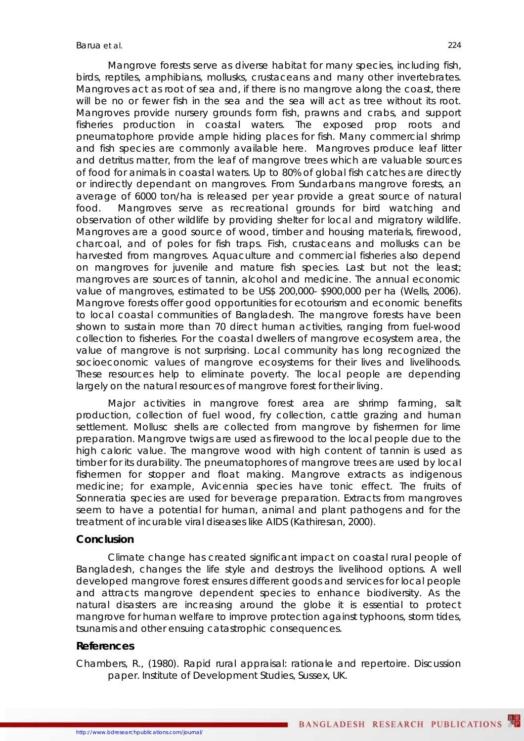Mangrove forests serve as diverse habitat for many species, including fish, birds, reptiles, amphibians, mollusks, crustaceans and many other invertebrates. Mangroves act as root of sea and, if there is no mangrove along the coast, there will be no or fewer fish in the sea and the sea will act as tree without its root. Mangroves provide nursery grounds form fish, prawns and crabs, and support fisheries production in coastal waters. The exposed prop roots and pneumatophore provide ample hiding places for fish. Many commercial shrimp and fish species are commonly available here. Mangroves produce leaf litter and detritus matter, from the leaf of mangrove trees which are valuable sources of food for animals in coastal waters. Up to 80% of global fish catches are directly or indirectly dependant on mangroves. From Sundarbans mangrove forests, an average of 6000 ton/ha is released per year provide a great source of natural food. Mangroves serve as recreational grounds for bird watching and observation of other wildlife by providing shelter for local and migratory wildlife. Mangroves are a good source of wood, timber and housing materials, firewood, charcoal, and of poles for fish traps. Fish, crustaceans and mollusks can be harvested from mangroves. Aquaculture and commercial fisheries also depend on mangroves for juvenile and mature fish species. Last but not the least; mangroves are sources of tannin, alcohol and medicine. The annual economic value of mangroves, estimated to be US$ 200,000- $900,000 per ha (Wells, 2006). Mangrove forests offer good opportunities for ecotourism and economic benefits to local coastal communities of Bangladesh. The mangrove forests have been shown to sustain more than 70 direct human activities, ranging from fuel-wood collection to fisheries. For the coastal dwellers of mangrove ecosystem area, the value of mangrove is not surprising. Local community has long recognized the socioeconomic values of mangrove ecosystems for their lives and livelihoods. These resources help to eliminate poverty. The local people are depending largely on the natural resources of mangrove forest for their living.

Major activities in mangrove forest area are shrimp farming, salt production, collection of fuel wood, fry collection, cattle grazing and human settlement. Mollusc shells are collected from mangrove by fishermen for lime preparation. Mangrove twigs are used as firewood to the local people due to the high caloric value. The mangrove wood with high content of tannin is used as timber for its durability. The pneumatophores of mangrove trees are used by local fishermen for stopper and float making. Mangrove extracts as indigenous medicine; for example, Avicennia species have tonic effect. The fruits of Sonneratia species are used for beverage preparation. Extracts from mangroves seem to have a potential for human, animal and plant pathogens and for the treatment of incurable viral diseases like AIDS (Kathiresan, 2000).

## Conclusion

Climate change has created significant impact on coastal rural people of Bangladesh, changes the life style and destroys the livelihood options. A well developed mangrove forest ensures different goods and services for local people and attracts mangrove dependent species to enhance biodiversity. As the natural disasters are increasing around the globe it is essential to protect mangrove for human welfare to improve protection against typhoons, storm tides, tsunamis and other ensuing catastrophic consequences.

## References

Chambers, R., (1980). Rapid rural appraisal: rationale and repertoire. Discussion paper. Institute of Development Studies, Sussex, UK.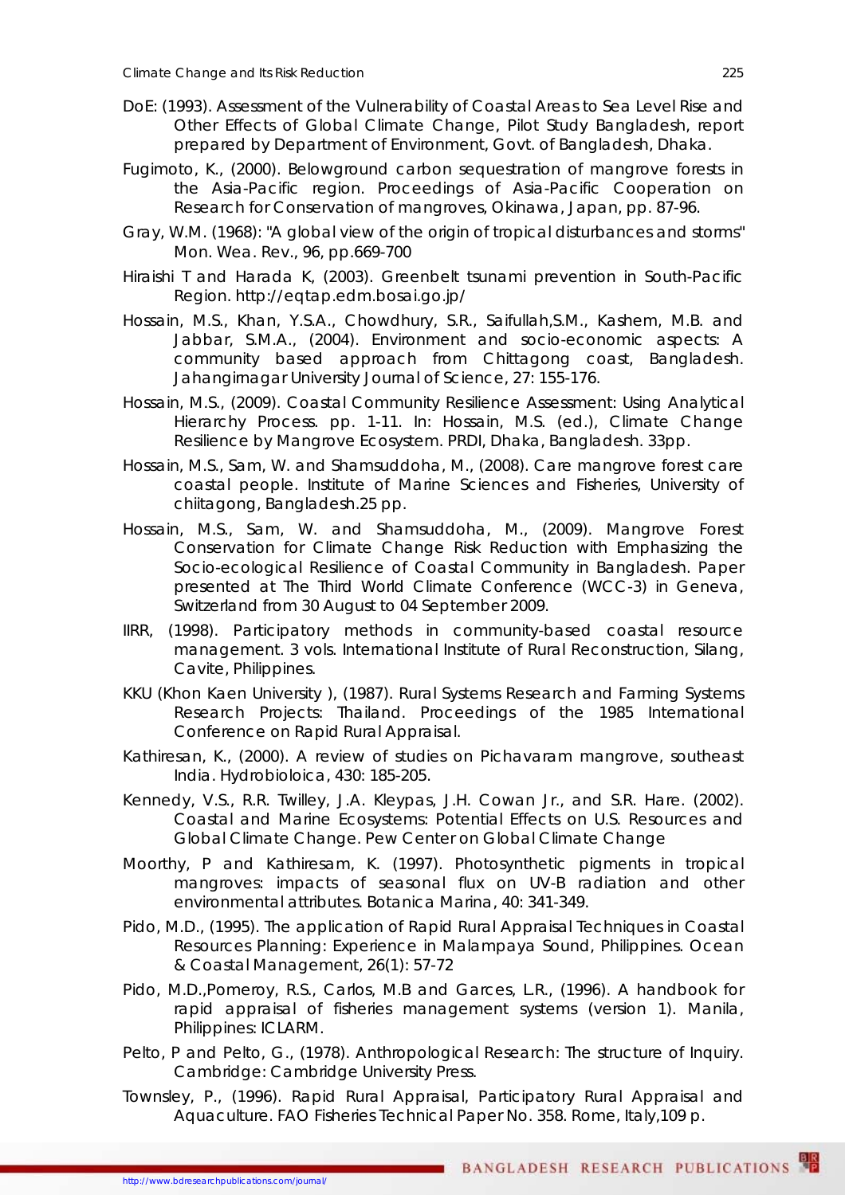DoE: (1993). Assessment of the Vulnerability of Coastal Areas to Sea Level Rise and Other Effects of Global Climate Change, Pilot Study Bangladesh, report prepared by Department of Environment, Govt. of Bangladesh, Dhaka.

Fugimoto, K., (2000). Belowground carbon sequestration of mangrove forests in the Asia-Pacific region. Proceedings of Asia-Pacific Cooperation on Research for Conservation of mangroves, Okinawa, Japan, pp. 87-96.

Gray, W.M. (1968): "A global view of the origin of tropical disturbances and storms" Mon. Wea. Rev., 96, pp.669-700

Hiraishi T and Harada K, (2003). Greenbelt tsunami prevention in South-Pacific Region. http://eqtap.edm.bosai.go.jp/

Hossain, M.S., Khan, Y.S.A., Chowdhury, S.R., Saifullah,S.M., Kashem, M.B. and Jabbar, S.M.A., (2004). Environment and socio-economic aspects: A community based approach from Chittagong coast, Bangladesh. Jahangirnagar University Journal of Science, 27: 155-176.

Hossain, M.S., (2009). Coastal Community Resilience Assessment: Using Analytical Hierarchy Process. pp. 1-11. In: Hossain, M.S. (ed.), Climate Change Resilience by Mangrove Ecosystem. PRDI, Dhaka, Bangladesh. 33pp.

Hossain, M.S., Sam, W. and Shamsuddoha, M., (2008). Care mangrove forest care coastal people. Institute of Marine Sciences and Fisheries, University of chiitagong, Bangladesh.25 pp.

Hossain, M.S., Sam, W. and Shamsuddoha, M., (2009). Mangrove Forest Conservation for Climate Change Risk Reduction with Emphasizing the Socio-ecological Resilience of Coastal Community in Bangladesh. Paper presented at The Third World Climate Conference (WCC-3) in Geneva, Switzerland from 30 August to 04 September 2009.

IIRR, (1998). Participatory methods in community-based coastal resource management. 3 vols. International Institute of Rural Reconstruction, Silang, Cavite, Philippines.

KKU (Khon Kaen University ), (1987). Rural Systems Research and Farming Systems Research Projects: Thailand. Proceedings of the 1985 International Conference on Rapid Rural Appraisal.

Kathiresan, K., (2000). A review of studies on Pichavaram mangrove, southeast India. Hydrobioloica, 430: 185-205.

Kennedy, V.S., R.R. Twilley, J.A. Kleypas, J.H. Cowan Jr., and S.R. Hare. (2002). Coastal and Marine Ecosystems: Potential Effects on U.S. Resources and Global Climate Change. Pew Center on Global Climate Change

Moorthy, P and Kathiresam, K. (1997). Photosynthetic pigments in tropical mangroves: impacts of seasonal flux on UV-B radiation and other environmental attributes. Botanica Marina, 40: 341-349.

Pido, M.D., (1995). The application of Rapid Rural Appraisal Techniques in Coastal Resources Planning: Experience in Malampaya Sound, Philippines. Ocean & Coastal Management, 26(1): 57-72

Pido, M.D.,Pomeroy, R.S., Carlos, M.B and Garces, L.R., (1996). A handbook for rapid appraisal of fisheries management systems (version 1). Manila, Philippines: ICLARM.

Pelto, P and Pelto, G., (1978). Anthropological Research: The structure of Inquiry. Cambridge: Cambridge University Press.

Townsley, P., (1996). Rapid Rural Appraisal, Participatory Rural Appraisal and Aquaculture. FAO Fisheries Technical Paper No. 358. Rome, Italy,109 p.